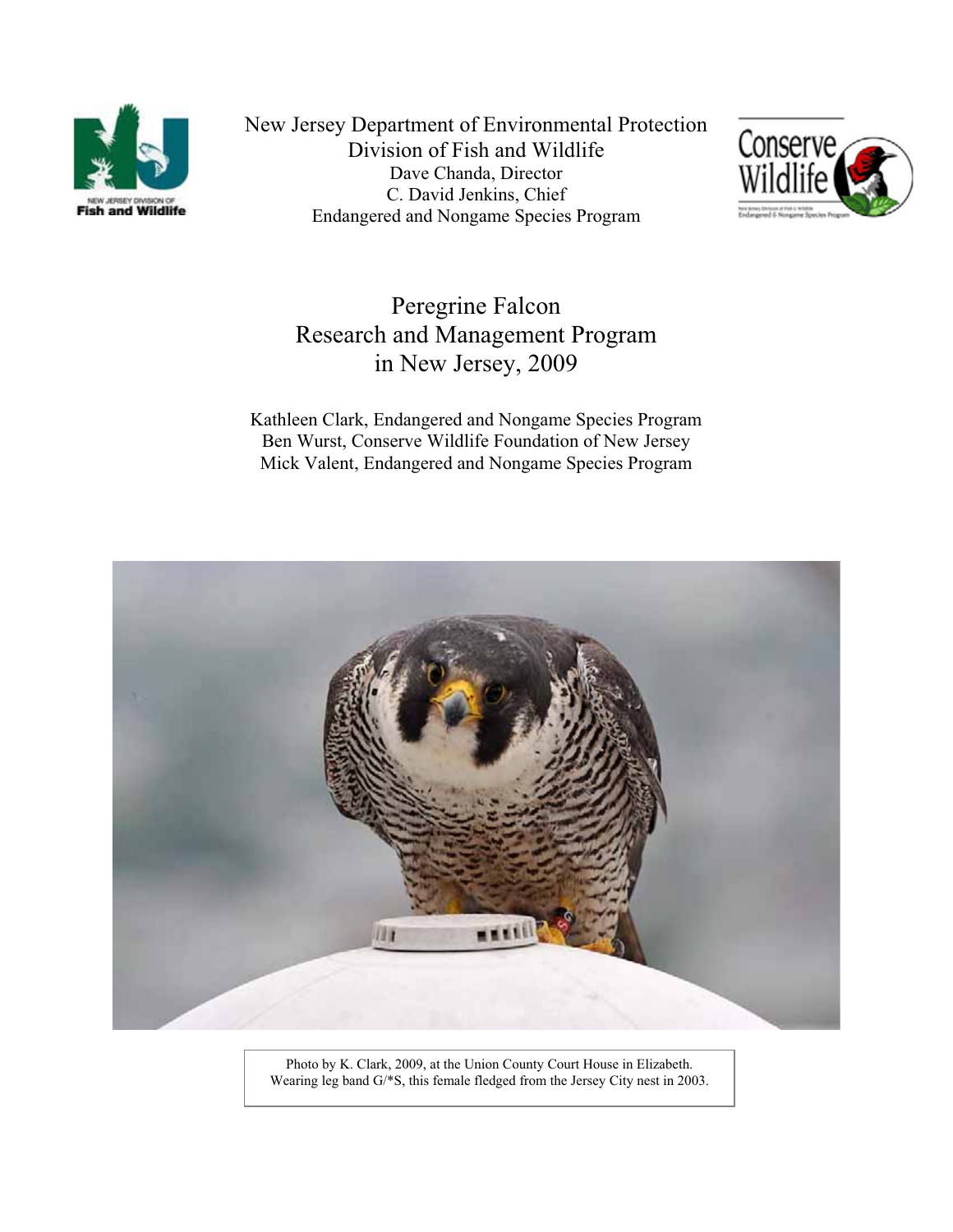New Jersey Department of Environmental Protection
Division of Fish and Wildlife
Dave Chanda, Director
C. David Jenkins, Chief
Endangered and Nongame Species Program

# Peregrine Falcon Research and Management Program in New Jersey, 2009

Kathleen Clark, Endangered and Nongame Species Program
Ben Wurst, Conserve Wildlife Foundation of New Jersey
Mick Valent, Endangered and Nongame Species Program

Photo by K. Clark, 2009, at the Union County Court House in Elizabeth.
Wearing leg band G/*S, this female fledged from the Jersey City nest in 2003.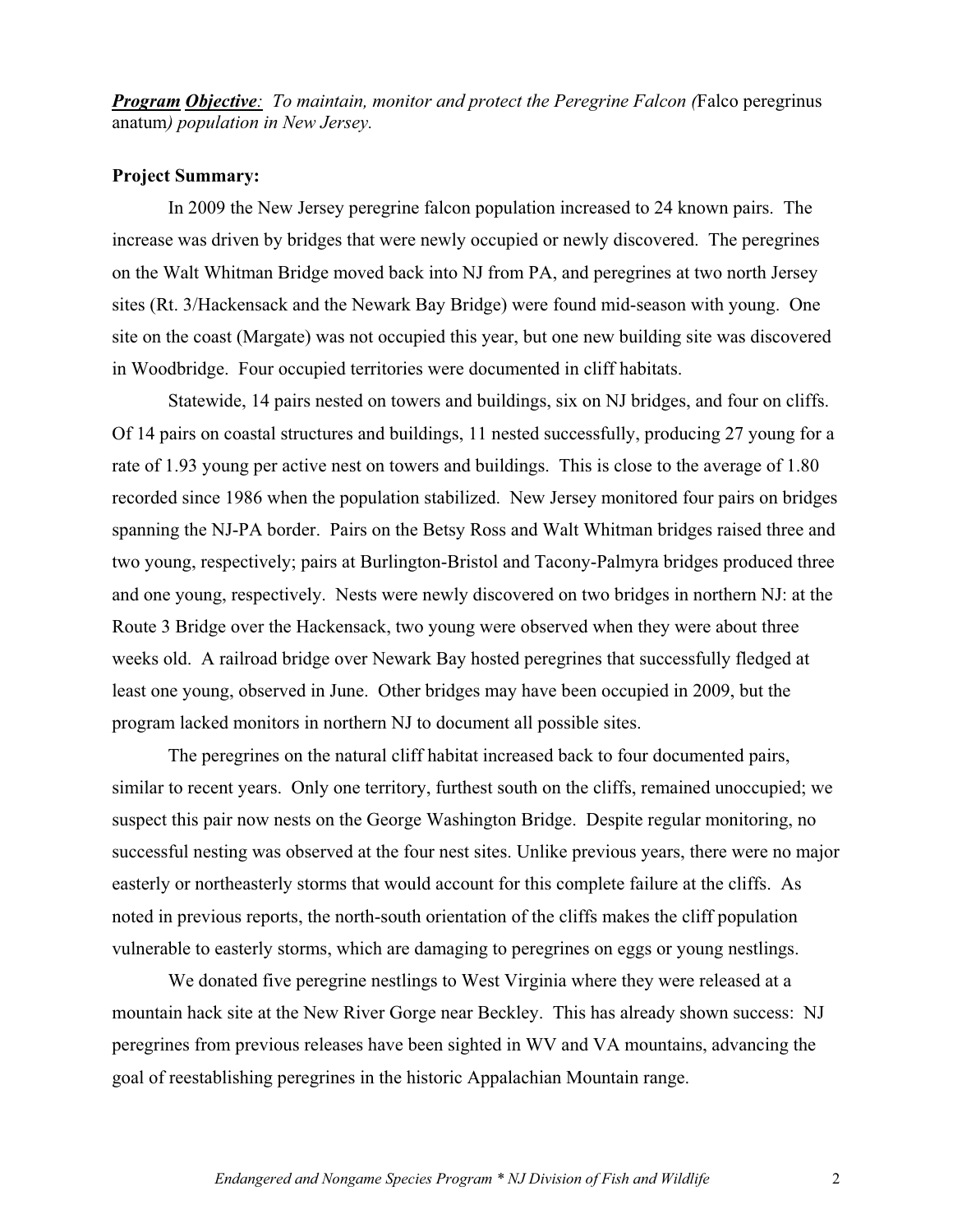***Program Objective**: To maintain, monitor and protect the Peregrine Falcon (*Falco peregrinus anatum*) population in New Jersey.*

**Project Summary:**

In 2009 the New Jersey peregrine falcon population increased to 24 known pairs. The increase was driven by bridges that were newly occupied or newly discovered. The peregrines on the Walt Whitman Bridge moved back into NJ from PA, and peregrines at two north Jersey sites (Rt. 3/Hackensack and the Newark Bay Bridge) were found mid-season with young. One site on the coast (Margate) was not occupied this year, but one new building site was discovered in Woodbridge. Four occupied territories were documented in cliff habitats.

Statewide, 14 pairs nested on towers and buildings, six on NJ bridges, and four on cliffs. Of 14 pairs on coastal structures and buildings, 11 nested successfully, producing 27 young for a rate of 1.93 young per active nest on towers and buildings. This is close to the average of 1.80 recorded since 1986 when the population stabilized. New Jersey monitored four pairs on bridges spanning the NJ-PA border. Pairs on the Betsy Ross and Walt Whitman bridges raised three and two young, respectively; pairs at Burlington-Bristol and Tacony-Palmyra bridges produced three and one young, respectively. Nests were newly discovered on two bridges in northern NJ: at the Route 3 Bridge over the Hackensack, two young were observed when they were about three weeks old. A railroad bridge over Newark Bay hosted peregrines that successfully fledged at least one young, observed in June. Other bridges may have been occupied in 2009, but the program lacked monitors in northern NJ to document all possible sites.

The peregrines on the natural cliff habitat increased back to four documented pairs, similar to recent years. Only one territory, furthest south on the cliffs, remained unoccupied; we suspect this pair now nests on the George Washington Bridge. Despite regular monitoring, no successful nesting was observed at the four nest sites. Unlike previous years, there were no major easterly or northeasterly storms that would account for this complete failure at the cliffs. As noted in previous reports, the north-south orientation of the cliffs makes the cliff population vulnerable to easterly storms, which are damaging to peregrines on eggs or young nestlings.

We donated five peregrine nestlings to West Virginia where they were released at a mountain hack site at the New River Gorge near Beckley. This has already shown success: NJ peregrines from previous releases have been sighted in WV and VA mountains, advancing the goal of reestablishing peregrines in the historic Appalachian Mountain range.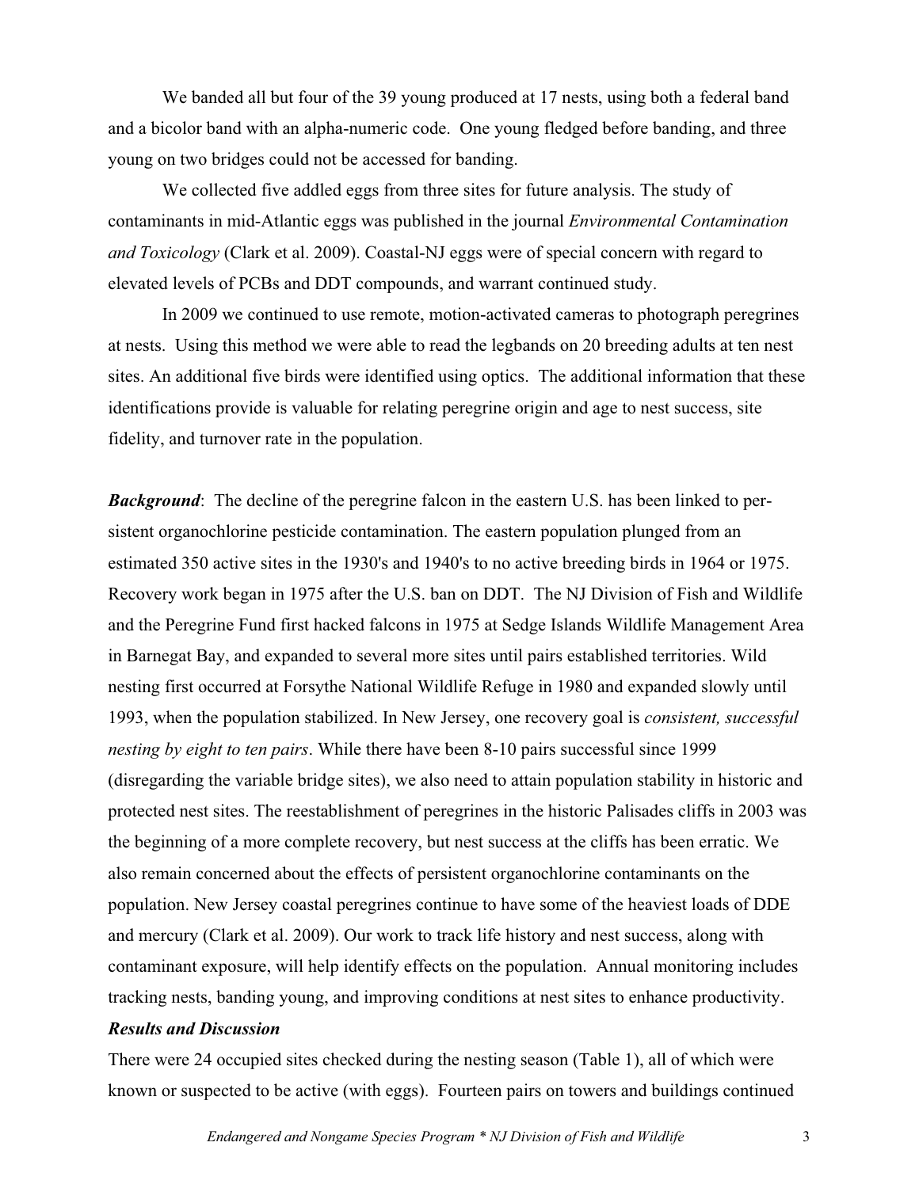We banded all but four of the 39 young produced at 17 nests, using both a federal band and a bicolor band with an alpha-numeric code. One young fledged before banding, and three young on two bridges could not be accessed for banding.

We collected five addled eggs from three sites for future analysis. The study of contaminants in mid-Atlantic eggs was published in the journal *Environmental Contamination and Toxicology* (Clark et al. 2009). Coastal-NJ eggs were of special concern with regard to elevated levels of PCBs and DDT compounds, and warrant continued study.

In 2009 we continued to use remote, motion-activated cameras to photograph peregrines at nests. Using this method we were able to read the legbands on 20 breeding adults at ten nest sites. An additional five birds were identified using optics. The additional information that these identifications provide is valuable for relating peregrine origin and age to nest success, site fidelity, and turnover rate in the population.

***Background***: The decline of the peregrine falcon in the eastern U.S. has been linked to persistent organochlorine pesticide contamination. The eastern population plunged from an estimated 350 active sites in the 1930's and 1940's to no active breeding birds in 1964 or 1975. Recovery work began in 1975 after the U.S. ban on DDT. The NJ Division of Fish and Wildlife and the Peregrine Fund first hacked falcons in 1975 at Sedge Islands Wildlife Management Area in Barnegat Bay, and expanded to several more sites until pairs established territories. Wild nesting first occurred at Forsythe National Wildlife Refuge in 1980 and expanded slowly until 1993, when the population stabilized. In New Jersey, one recovery goal is *consistent, successful nesting by eight to ten pairs*. While there have been 8-10 pairs successful since 1999 (disregarding the variable bridge sites), we also need to attain population stability in historic and protected nest sites. The reestablishment of peregrines in the historic Palisades cliffs in 2003 was the beginning of a more complete recovery, but nest success at the cliffs has been erratic. We also remain concerned about the effects of persistent organochlorine contaminants on the population. New Jersey coastal peregrines continue to have some of the heaviest loads of DDE and mercury (Clark et al. 2009). Our work to track life history and nest success, along with contaminant exposure, will help identify effects on the population. Annual monitoring includes tracking nests, banding young, and improving conditions at nest sites to enhance productivity.

***Results and Discussion***

There were 24 occupied sites checked during the nesting season (Table 1), all of which were known or suspected to be active (with eggs). Fourteen pairs on towers and buildings continued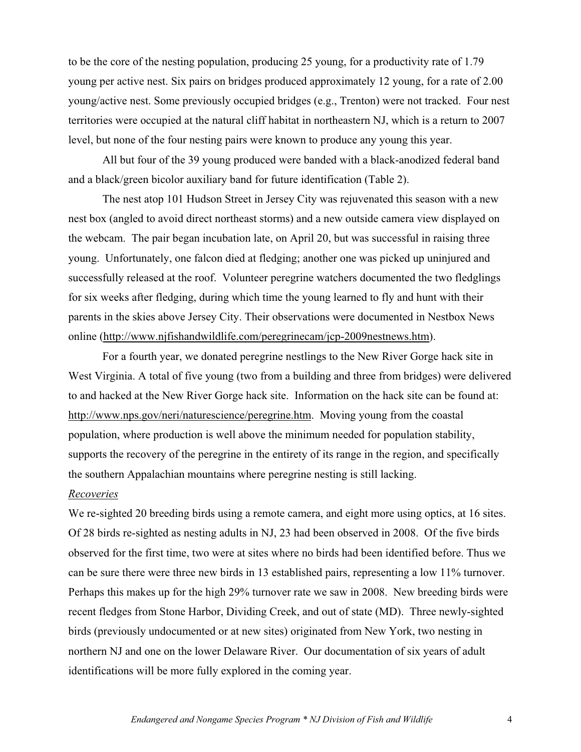to be the core of the nesting population, producing 25 young, for a productivity rate of 1.79 young per active nest. Six pairs on bridges produced approximately 12 young, for a rate of 2.00 young/active nest. Some previously occupied bridges (e.g., Trenton) were not tracked. Four nest territories were occupied at the natural cliff habitat in northeastern NJ, which is a return to 2007 level, but none of the four nesting pairs were known to produce any young this year.

All but four of the 39 young produced were banded with a black-anodized federal band and a black/green bicolor auxiliary band for future identification (Table 2).

The nest atop 101 Hudson Street in Jersey City was rejuvenated this season with a new nest box (angled to avoid direct northeast storms) and a new outside camera view displayed on the webcam. The pair began incubation late, on April 20, but was successful in raising three young. Unfortunately, one falcon died at fledging; another one was picked up uninjured and successfully released at the roof. Volunteer peregrine watchers documented the two fledglings for six weeks after fledging, during which time the young learned to fly and hunt with their parents in the skies above Jersey City. Their observations were documented in Nestbox News online (http://www.njfishandwildlife.com/peregrinecam/jcp-2009nestnews.htm).

For a fourth year, we donated peregrine nestlings to the New River Gorge hack site in West Virginia. A total of five young (two from a building and three from bridges) were delivered to and hacked at the New River Gorge hack site. Information on the hack site can be found at: http://www.nps.gov/neri/naturescience/peregrine.htm. Moving young from the coastal population, where production is well above the minimum needed for population stability, supports the recovery of the peregrine in the entirety of its range in the region, and specifically the southern Appalachian mountains where peregrine nesting is still lacking.

*Recoveries*

We re-sighted 20 breeding birds using a remote camera, and eight more using optics, at 16 sites. Of 28 birds re-sighted as nesting adults in NJ, 23 had been observed in 2008. Of the five birds observed for the first time, two were at sites where no birds had been identified before. Thus we can be sure there were three new birds in 13 established pairs, representing a low 11% turnover. Perhaps this makes up for the high 29% turnover rate we saw in 2008. New breeding birds were recent fledges from Stone Harbor, Dividing Creek, and out of state (MD). Three newly-sighted birds (previously undocumented or at new sites) originated from New York, two nesting in northern NJ and one on the lower Delaware River. Our documentation of six years of adult identifications will be more fully explored in the coming year.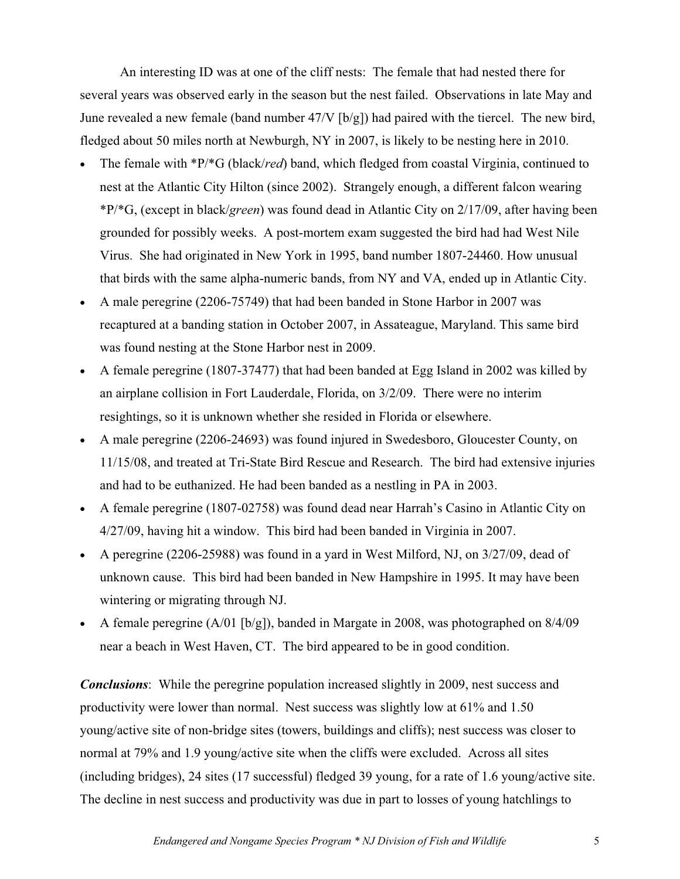An interesting ID was at one of the cliff nests: The female that had nested there for several years was observed early in the season but the nest failed. Observations in late May and June revealed a new female (band number 47/V [b/g]) had paired with the tiercel. The new bird, fledged about 50 miles north at Newburgh, NY in 2007, is likely to be nesting here in 2010.

- The female with *P/*G (black/*red*) band, which fledged from coastal Virginia, continued to nest at the Atlantic City Hilton (since 2002). Strangely enough, a different falcon wearing *P/*G, (except in black/*green*) was found dead in Atlantic City on 2/17/09, after having been grounded for possibly weeks. A post-mortem exam suggested the bird had had West Nile Virus. She had originated in New York in 1995, band number 1807-24460. How unusual that birds with the same alpha-numeric bands, from NY and VA, ended up in Atlantic City.
- A male peregrine (2206-75749) that had been banded in Stone Harbor in 2007 was recaptured at a banding station in October 2007, in Assateague, Maryland. This same bird was found nesting at the Stone Harbor nest in 2009.
- A female peregrine (1807-37477) that had been banded at Egg Island in 2002 was killed by an airplane collision in Fort Lauderdale, Florida, on 3/2/09. There were no interim resightings, so it is unknown whether she resided in Florida or elsewhere.
- A male peregrine (2206-24693) was found injured in Swedesboro, Gloucester County, on 11/15/08, and treated at Tri-State Bird Rescue and Research. The bird had extensive injuries and had to be euthanized. He had been banded as a nestling in PA in 2003.
- A female peregrine (1807-02758) was found dead near Harrah's Casino in Atlantic City on 4/27/09, having hit a window. This bird had been banded in Virginia in 2007.
- A peregrine (2206-25988) was found in a yard in West Milford, NJ, on 3/27/09, dead of unknown cause. This bird had been banded in New Hampshire in 1995. It may have been wintering or migrating through NJ.
- A female peregrine (A/01 [b/g]), banded in Margate in 2008, was photographed on 8/4/09 near a beach in West Haven, CT. The bird appeared to be in good condition.

***Conclusions***: While the peregrine population increased slightly in 2009, nest success and productivity were lower than normal. Nest success was slightly low at 61% and 1.50 young/active site of non-bridge sites (towers, buildings and cliffs); nest success was closer to normal at 79% and 1.9 young/active site when the cliffs were excluded. Across all sites (including bridges), 24 sites (17 successful) fledged 39 young, for a rate of 1.6 young/active site. The decline in nest success and productivity was due in part to losses of young hatchlings to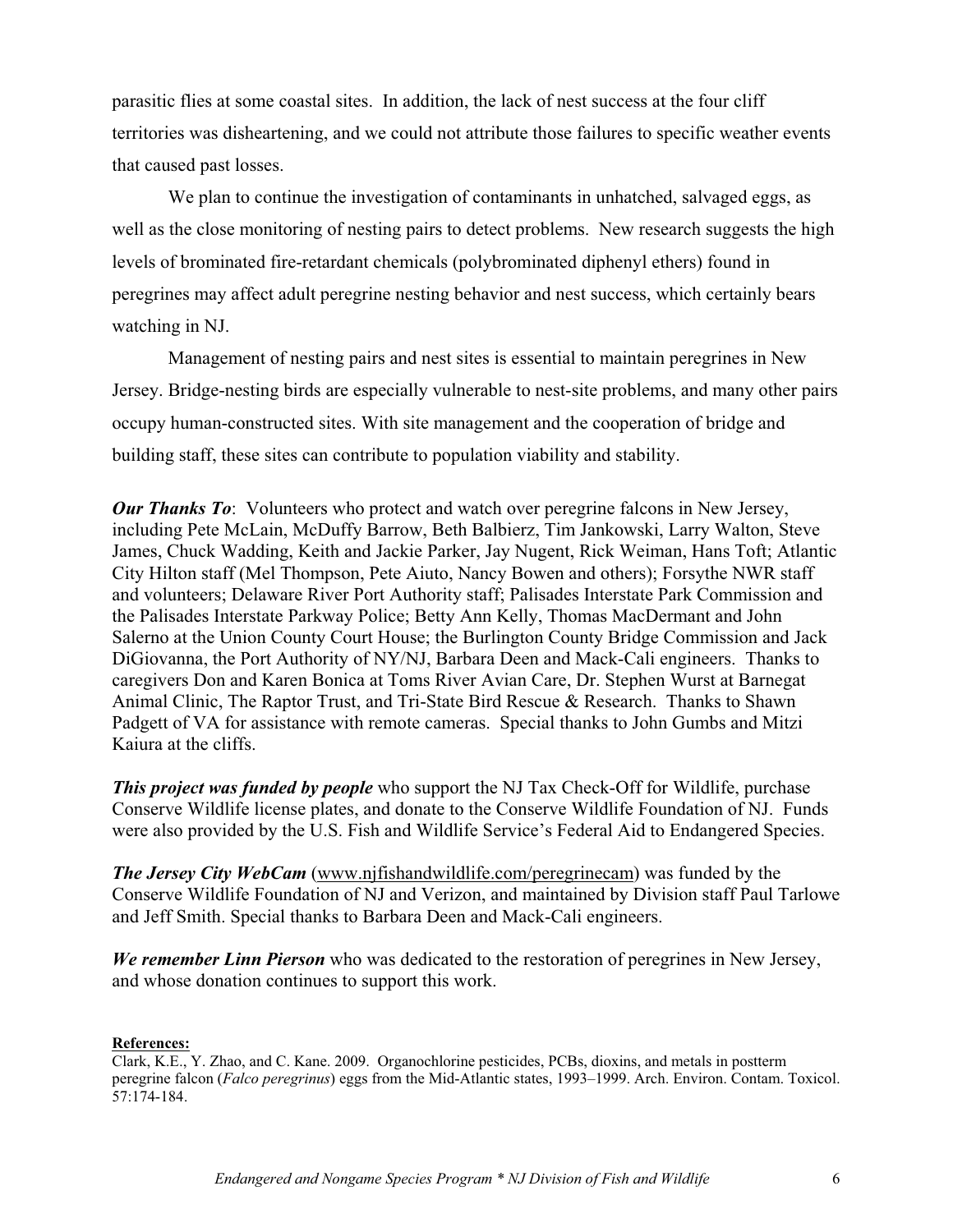parasitic flies at some coastal sites. In addition, the lack of nest success at the four cliff territories was disheartening, and we could not attribute those failures to specific weather events that caused past losses.

We plan to continue the investigation of contaminants in unhatched, salvaged eggs, as well as the close monitoring of nesting pairs to detect problems. New research suggests the high levels of brominated fire-retardant chemicals (polybrominated diphenyl ethers) found in peregrines may affect adult peregrine nesting behavior and nest success, which certainly bears watching in NJ.

Management of nesting pairs and nest sites is essential to maintain peregrines in New Jersey. Bridge-nesting birds are especially vulnerable to nest-site problems, and many other pairs occupy human-constructed sites. With site management and the cooperation of bridge and building staff, these sites can contribute to population viability and stability.

***Our Thanks To***: Volunteers who protect and watch over peregrine falcons in New Jersey, including Pete McLain, McDuffy Barrow, Beth Balbierz, Tim Jankowski, Larry Walton, Steve James, Chuck Wadding, Keith and Jackie Parker, Jay Nugent, Rick Weiman, Hans Toft; Atlantic City Hilton staff (Mel Thompson, Pete Aiuto, Nancy Bowen and others); Forsythe NWR staff and volunteers; Delaware River Port Authority staff; Palisades Interstate Park Commission and the Palisades Interstate Parkway Police; Betty Ann Kelly, Thomas MacDermant and John Salerno at the Union County Court House; the Burlington County Bridge Commission and Jack DiGiovanna, the Port Authority of NY/NJ, Barbara Deen and Mack-Cali engineers. Thanks to caregivers Don and Karen Bonica at Toms River Avian Care, Dr. Stephen Wurst at Barnegat Animal Clinic, The Raptor Trust, and Tri-State Bird Rescue & Research. Thanks to Shawn Padgett of VA for assistance with remote cameras. Special thanks to John Gumbs and Mitzi Kaiura at the cliffs.

***This project was funded by people*** who support the NJ Tax Check-Off for Wildlife, purchase Conserve Wildlife license plates, and donate to the Conserve Wildlife Foundation of NJ. Funds were also provided by the U.S. Fish and Wildlife Service's Federal Aid to Endangered Species.

***The Jersey City WebCam*** (www.njfishandwildlife.com/peregrinecam) was funded by the Conserve Wildlife Foundation of NJ and Verizon, and maintained by Division staff Paul Tarlowe and Jeff Smith. Special thanks to Barbara Deen and Mack-Cali engineers.

***We remember Linn Pierson*** who was dedicated to the restoration of peregrines in New Jersey, and whose donation continues to support this work.

**References:**

Clark, K.E., Y. Zhao, and C. Kane. 2009. Organochlorine pesticides, PCBs, dioxins, and metals in postterm peregrine falcon (*Falco peregrinus*) eggs from the Mid-Atlantic states, 1993–1999. Arch. Environ. Contam. Toxicol. 57:174-184.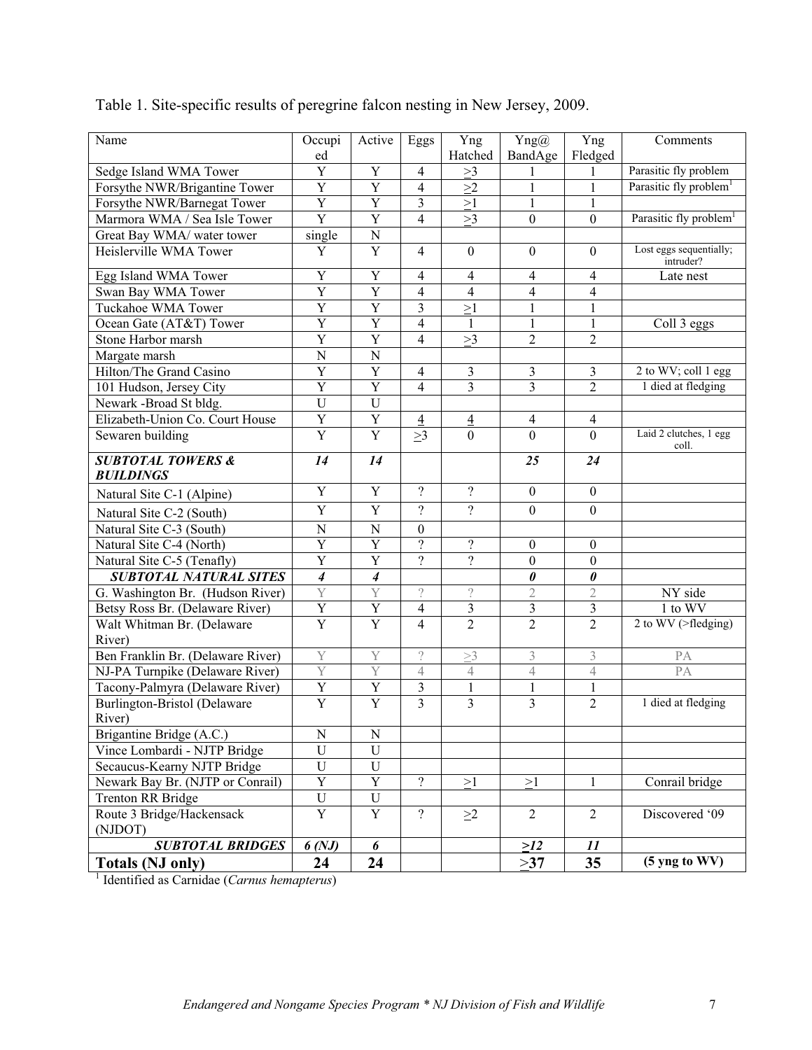Table 1. Site-specific results of peregrine falcon nesting in New Jersey, 2009.

| Name | Occupied | Active | Eggs | Yng Hatched | Yng@ BandAge | Yng Fledged | Comments |
|---|---|---|---|---|---|---|---|
| Sedge Island WMA Tower | Y | Y | 4 | ≥3 | 1 | 1 | Parasitic fly problem |
| Forsythe NWR/Brigantine Tower | Y | Y | 4 | ≥2 | 1 | 1 | Parasitic fly problem[1] |
| Forsythe NWR/Barnegat Tower | Y | Y | 3 | ≥1 | 1 | 1 | |
| Marmora WMA / Sea Isle Tower | Y | Y | 4 | ≥3 | 0 | 0 | Parasitic fly problem[1] |
| Great Bay WMA/ water tower | single | N | | | | | |
| Heislerville WMA Tower | Y | Y | 4 | 0 | 0 | 0 | Lost eggs sequentially; intruder? |
| Egg Island WMA Tower | Y | Y | 4 | 4 | 4 | 4 | Late nest |
| Swan Bay WMA Tower | Y | Y | 4 | 4 | 4 | 4 | |
| Tuckahoe WMA Tower | Y | Y | 3 | ≥1 | 1 | 1 | |
| Ocean Gate (AT&T) Tower | Y | Y | 4 | 1 | 1 | 1 | Coll 3 eggs |
| Stone Harbor marsh | Y | Y | 4 | ≥3 | 2 | 2 | |
| Margate marsh | N | N | | | | | |
| Hilton/The Grand Casino | Y | Y | 4 | 3 | 3 | 3 | 2 to WV; coll 1 egg |
| 101 Hudson, Jersey City | Y | Y | 4 | 3 | 3 | 2 | 1 died at fledging |
| Newark -Broad St bldg. | U | U | | | | | |
| Elizabeth-Union Co. Court House | Y | Y | 4 | 4 | 4 | 4 | |
| Sewaren building | Y | Y | ≥3 | 0 | 0 | 0 | Laid 2 clutches, 1 egg coll. |
| ***SUBTOTAL TOWERS & BUILDINGS*** | ***14*** | ***14*** | | | ***25*** | ***24*** | |
| Natural Site C-1 (Alpine) | Y | Y | ? | ? | 0 | 0 | |
| Natural Site C-2 (South) | Y | Y | ? | ? | 0 | 0 | |
| Natural Site C-3 (South) | N | N | 0 | | | | |
| Natural Site C-4 (North) | Y | Y | ? | ? | 0 | 0 | |
| Natural Site C-5 (Tenafly) | Y | Y | ? | ? | 0 | 0 | |
| ***SUBTOTAL NATURAL SITES*** | ***4*** | ***4*** | | | ***0*** | ***0*** | |
| G. Washington Br. (Hudson River) | Y | Y | ? | ? | 2 | 2 | NY side |
| Betsy Ross Br. (Delaware River) | Y | Y | 4 | 3 | 3 | 3 | 1 to WV |
| Walt Whitman Br. (Delaware River) | Y | Y | 4 | 2 | 2 | 2 | 2 to WV (>fledging) |
| Ben Franklin Br. (Delaware River) | Y | Y | ? | ≥3 | 3 | 3 | PA |
| NJ-PA Turnpike (Delaware River) | Y | Y | 4 | 4 | 4 | 4 | PA |
| Tacony-Palmyra (Delaware River) | Y | Y | 3 | 1 | 1 | 1 | |
| Burlington-Bristol (Delaware River) | Y | Y | 3 | 3 | 3 | 2 | 1 died at fledging |
| Brigantine Bridge (A.C.) | N | N | | | | | |
| Vince Lombardi - NJTP Bridge | U | U | | | | | |
| Secaucus-Kearny NJTP Bridge | U | U | | | | | |
| Newark Bay Br. (NJTP or Conrail) | Y | Y | ? | ≥1 | ≥1 | 1 | Conrail bridge |
| Trenton RR Bridge | U | U | | | | | |
| Route 3 Bridge/Hackensack (NJDOT) | Y | Y | ? | ≥2 | 2 | 2 | Discovered '09 |
| ***SUBTOTAL BRIDGES*** | ***6 (NJ)*** | ***6*** | | | ***≥12*** | ***11*** | |
| **Totals (NJ only)** | **24** | **24** | | | **≥37** | **35** | **(5 yng to WV)** |

[1] Identified as Carnidae (*Carnus hemapterus*)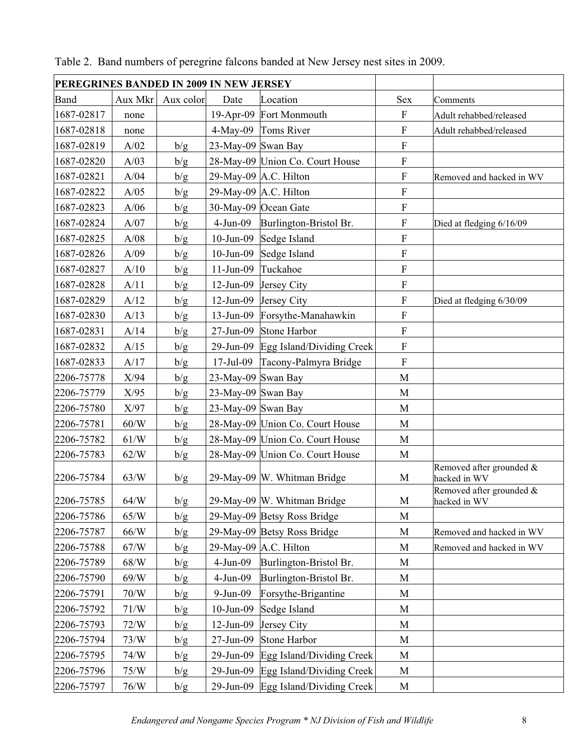Table 2. Band numbers of peregrine falcons banded at New Jersey nest sites in 2009.

| **PEREGRINES BANDED IN 2009 IN NEW JERSEY** | | | | | | |
|---|---|---|---|---|---|---|
| Band | Aux Mkr | Aux color | Date | Location | Sex | Comments |
| 1687-02817 | none | | 19-Apr-09 | Fort Monmouth | F | Adult rehabbed/released |
| 1687-02818 | none | | 4-May-09 | Toms River | F | Adult rehabbed/released |
| 1687-02819 | A/02 | b/g | 23-May-09 | Swan Bay | F | |
| 1687-02820 | A/03 | b/g | 28-May-09 | Union Co. Court House | F | |
| 1687-02821 | A/04 | b/g | 29-May-09 | A.C. Hilton | F | Removed and hacked in WV |
| 1687-02822 | A/05 | b/g | 29-May-09 | A.C. Hilton | F | |
| 1687-02823 | A/06 | b/g | 30-May-09 | Ocean Gate | F | |
| 1687-02824 | A/07 | b/g | 4-Jun-09 | Burlington-Bristol Br. | F | Died at fledging 6/16/09 |
| 1687-02825 | A/08 | b/g | 10-Jun-09 | Sedge Island | F | |
| 1687-02826 | A/09 | b/g | 10-Jun-09 | Sedge Island | F | |
| 1687-02827 | A/10 | b/g | 11-Jun-09 | Tuckahoe | F | |
| 1687-02828 | A/11 | b/g | 12-Jun-09 | Jersey City | F | |
| 1687-02829 | A/12 | b/g | 12-Jun-09 | Jersey City | F | Died at fledging 6/30/09 |
| 1687-02830 | A/13 | b/g | 13-Jun-09 | Forsythe-Manahawkin | F | |
| 1687-02831 | A/14 | b/g | 27-Jun-09 | Stone Harbor | F | |
| 1687-02832 | A/15 | b/g | 29-Jun-09 | Egg Island/Dividing Creek | F | |
| 1687-02833 | A/17 | b/g | 17-Jul-09 | Tacony-Palmyra Bridge | F | |
| 2206-75778 | X/94 | b/g | 23-May-09 | Swan Bay | M | |
| 2206-75779 | X/95 | b/g | 23-May-09 | Swan Bay | M | |
| 2206-75780 | X/97 | b/g | 23-May-09 | Swan Bay | M | |
| 2206-75781 | 60/W | b/g | 28-May-09 | Union Co. Court House | M | |
| 2206-75782 | 61/W | b/g | 28-May-09 | Union Co. Court House | M | |
| 2206-75783 | 62/W | b/g | 28-May-09 | Union Co. Court House | M | |
| 2206-75784 | 63/W | b/g | 29-May-09 | W. Whitman Bridge | M | Removed after grounded & hacked in WV |
| 2206-75785 | 64/W | b/g | 29-May-09 | W. Whitman Bridge | M | Removed after grounded & hacked in WV |
| 2206-75786 | 65/W | b/g | 29-May-09 | Betsy Ross Bridge | M | |
| 2206-75787 | 66/W | b/g | 29-May-09 | Betsy Ross Bridge | M | Removed and hacked in WV |
| 2206-75788 | 67/W | b/g | 29-May-09 | A.C. Hilton | M | Removed and hacked in WV |
| 2206-75789 | 68/W | b/g | 4-Jun-09 | Burlington-Bristol Br. | M | |
| 2206-75790 | 69/W | b/g | 4-Jun-09 | Burlington-Bristol Br. | M | |
| 2206-75791 | 70/W | b/g | 9-Jun-09 | Forsythe-Brigantine | M | |
| 2206-75792 | 71/W | b/g | 10-Jun-09 | Sedge Island | M | |
| 2206-75793 | 72/W | b/g | 12-Jun-09 | Jersey City | M | |
| 2206-75794 | 73/W | b/g | 27-Jun-09 | Stone Harbor | M | |
| 2206-75795 | 74/W | b/g | 29-Jun-09 | Egg Island/Dividing Creek | M | |
| 2206-75796 | 75/W | b/g | 29-Jun-09 | Egg Island/Dividing Creek | M | |
| 2206-75797 | 76/W | b/g | 29-Jun-09 | Egg Island/Dividing Creek | M | |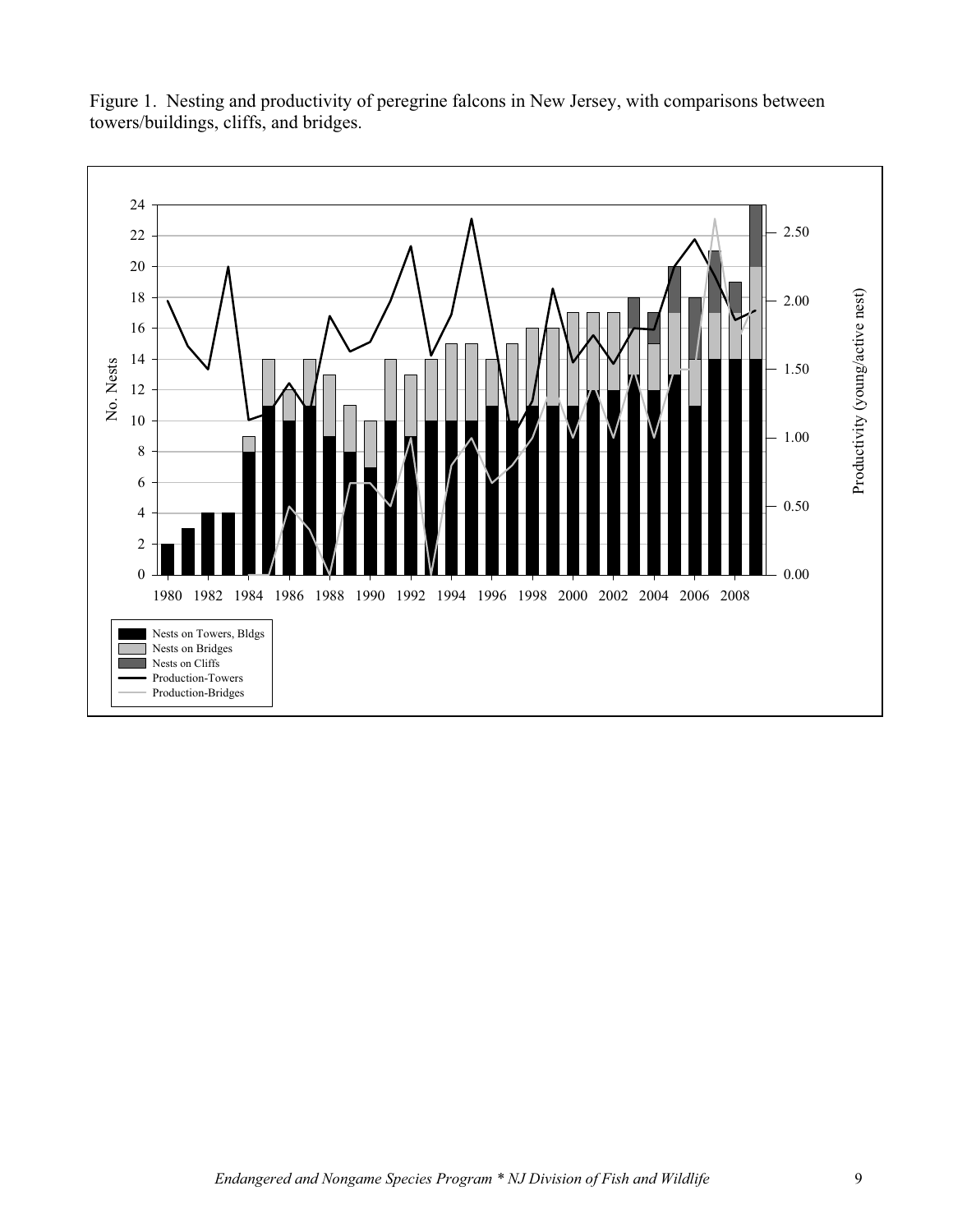Figure 1. Nesting and productivity of peregrine falcons in New Jersey, with comparisons between towers/buildings, cliffs, and bridges.

No. Nests

24
22
20
18
16
14
12
10
8
6
4
2
0

1980 1982 1984 1986 1988 1990 1992 1994 1996 1998 2000 2002 2004 2006 2008

Productivity (young/active nest)

2.50
2.00
1.50
1.00
0.50
0.00

Nests on Towers, Bldgs
Nests on Bridges
Nests on Cliffs
Production-Towers
Production-Bridges